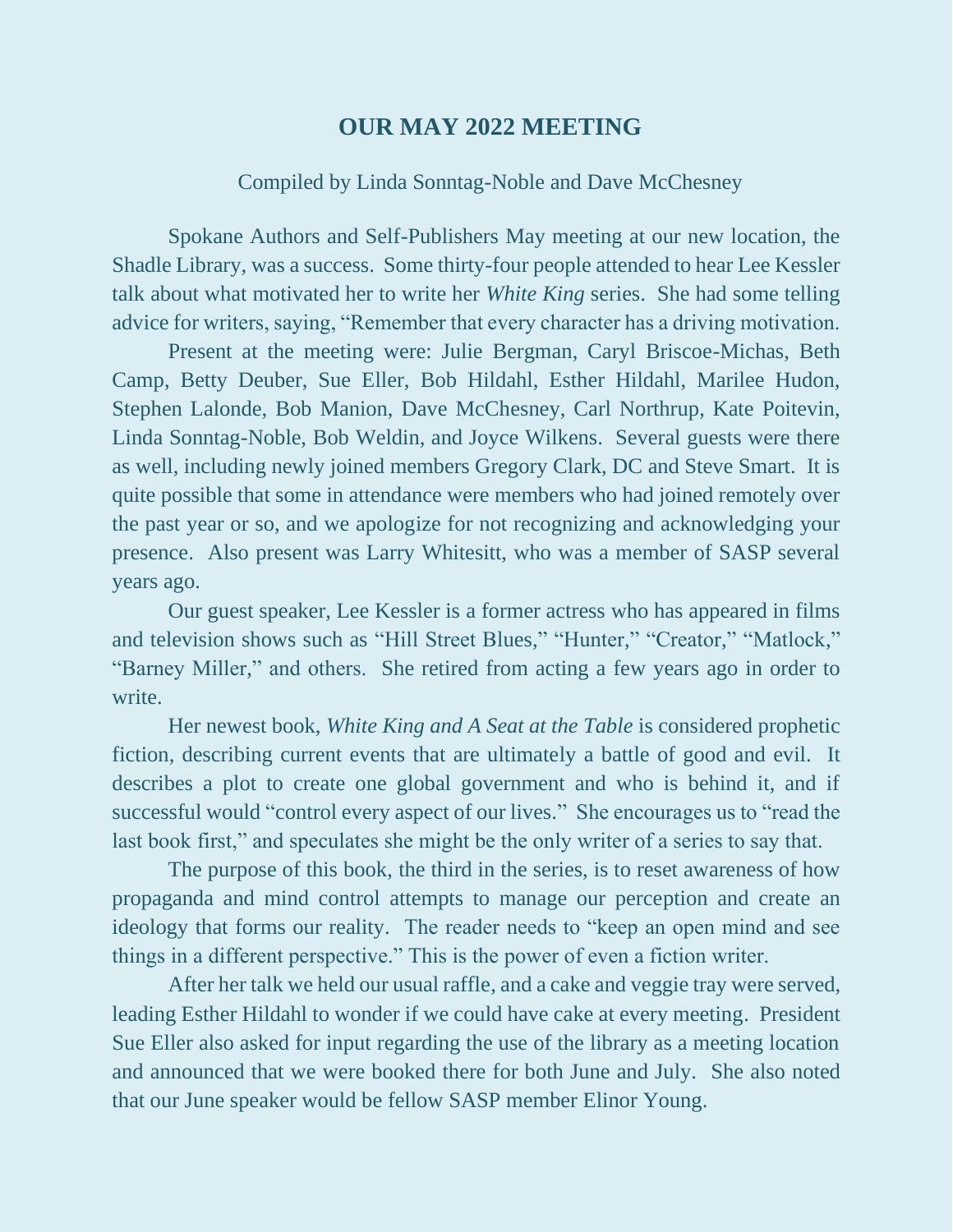# OUR MAY 2022 MEETING

Compiled by Linda Sonntag-Noble and Dave McChesney

Spokane Authors and Self-Publishers May meeting at our new location, the Shadle Library, was a success. Some thirty-four people attended to hear Lee Kessler talk about what motivated her to write her *White King* series. She had some telling advice for writers, saying, "Remember that every character has a driving motivation.

Present at the meeting were: Julie Bergman, Caryl Briscoe-Michas, Beth Camp, Betty Deuber, Sue Eller, Bob Hildahl, Esther Hildahl, Marilee Hudon, Stephen Lalonde, Bob Manion, Dave McChesney, Carl Northrup, Kate Poitevin, Linda Sonntag-Noble, Bob Weldin, and Joyce Wilkens. Several guests were there as well, including newly joined members Gregory Clark, DC and Steve Smart. It is quite possible that some in attendance were members who had joined remotely over the past year or so, and we apologize for not recognizing and acknowledging your presence. Also present was Larry Whitesitt, who was a member of SASP several years ago.

Our guest speaker, Lee Kessler is a former actress who has appeared in films and television shows such as "Hill Street Blues," "Hunter," "Creator," "Matlock," "Barney Miller," and others. She retired from acting a few years ago in order to write.

Her newest book, *White King and A Seat at the Table* is considered prophetic fiction, describing current events that are ultimately a battle of good and evil. It describes a plot to create one global government and who is behind it, and if successful would "control every aspect of our lives." She encourages us to "read the last book first," and speculates she might be the only writer of a series to say that.

The purpose of this book, the third in the series, is to reset awareness of how propaganda and mind control attempts to manage our perception and create an ideology that forms our reality. The reader needs to "keep an open mind and see things in a different perspective." This is the power of even a fiction writer.

After her talk we held our usual raffle, and a cake and veggie tray were served, leading Esther Hildahl to wonder if we could have cake at every meeting. President Sue Eller also asked for input regarding the use of the library as a meeting location and announced that we were booked there for both June and July. She also noted that our June speaker would be fellow SASP member Elinor Young.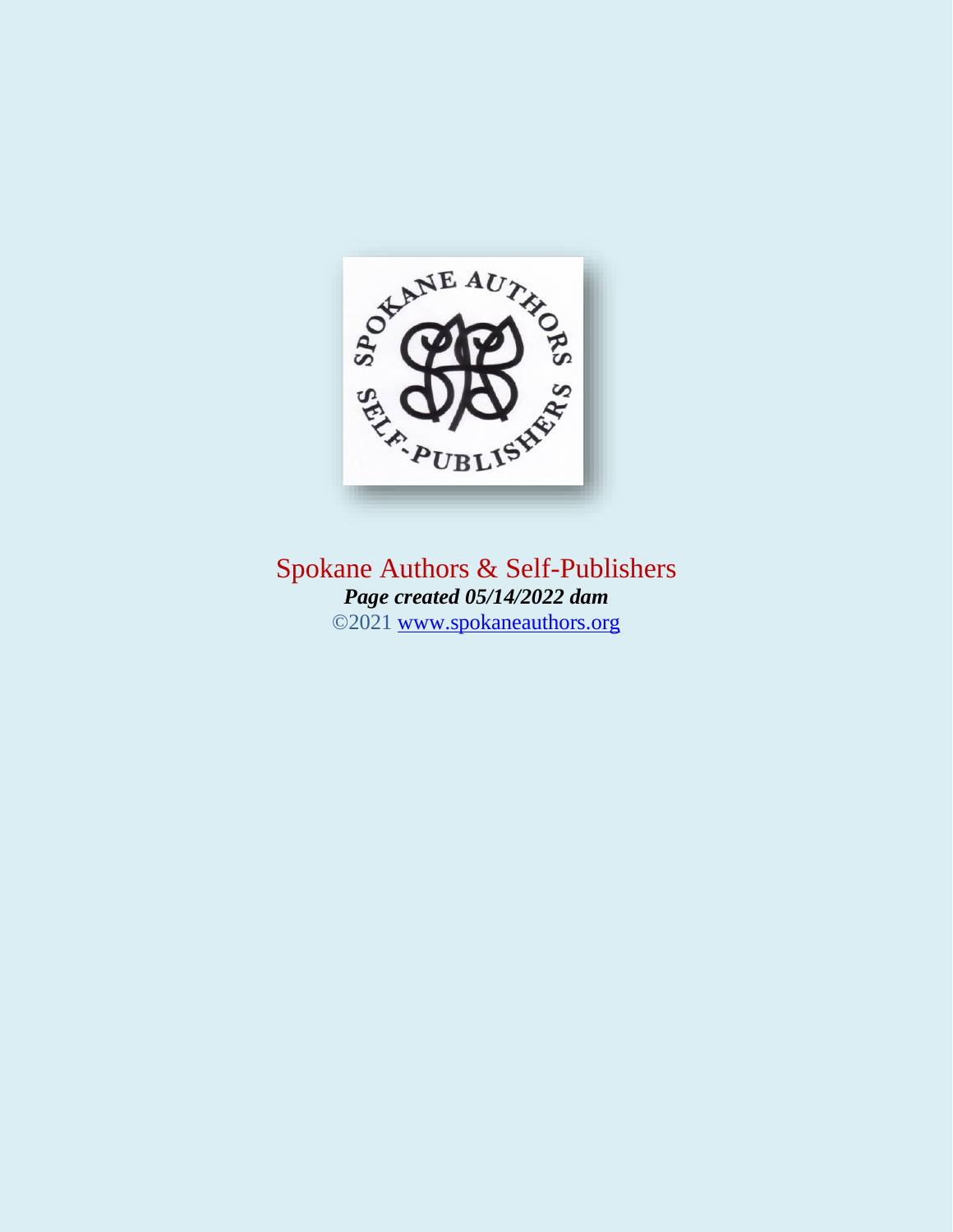Spokane Authors & Self-Publishers

***Page created 05/14/2022 dam***

©2021 [www.spokaneauthors.org](http://www.spokaneauthors.org)